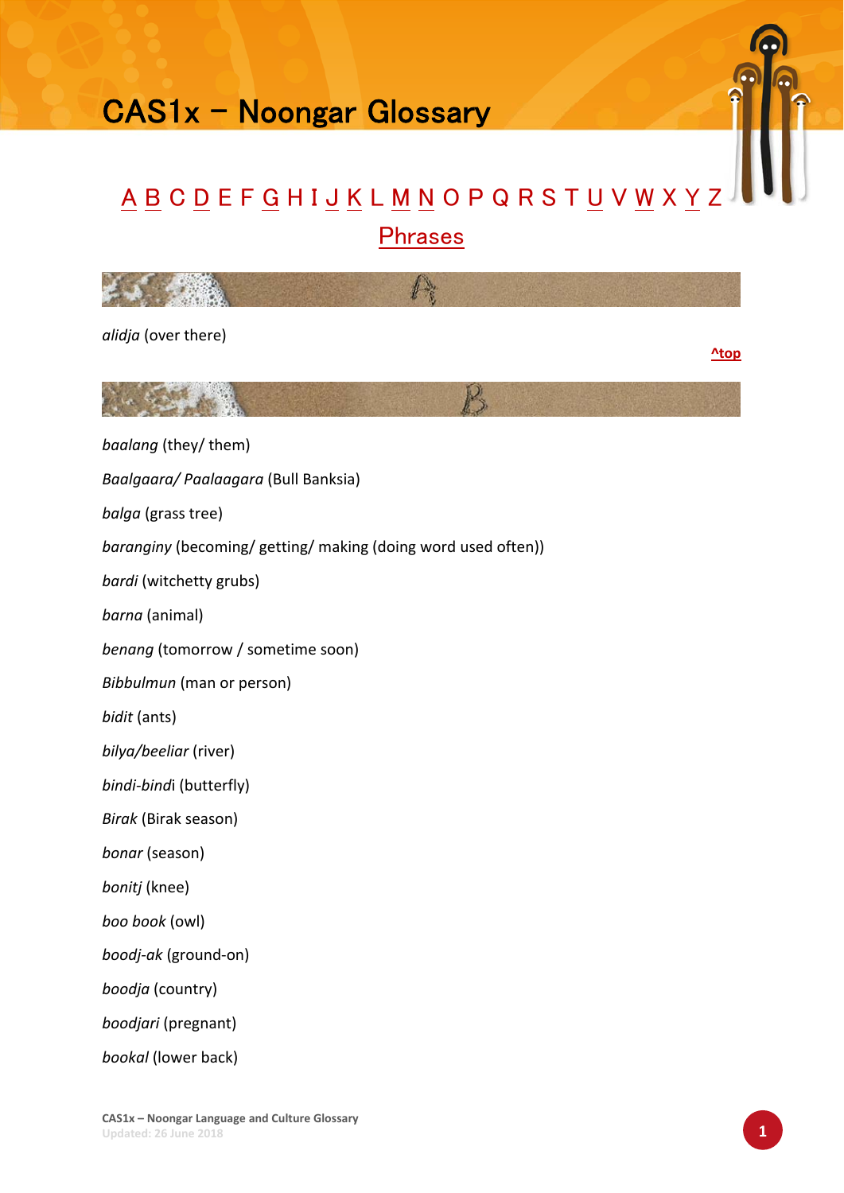# CAS1x – Noongar Glossary

A B C D E F G H I J K L M N O P Q R S T U V W X Y Z

Phrases

## A

*alidja* (over there)

^top

## B

*baalang* (they/ them)

*Baalgaara/ Paalaagara* (Bull Banksia)

*balga* (grass tree)

*baranginy* (becoming/ getting/ making (doing word used often))

*bardi* (witchetty grubs)

*barna* (animal)

*benang* (tomorrow / sometime soon)

*Bibbulmun* (man or person)

*bidit* (ants)

*bilya/beeliar* (river)

*bindi-bindi* (butterfly)

*Birak* (Birak season)

*bonar* (season)

*bonitj* (knee)

*boo book* (owl)

*boodj-ak* (ground-on)

*boodja* (country)

*boodjari* (pregnant)

*bookal* (lower back)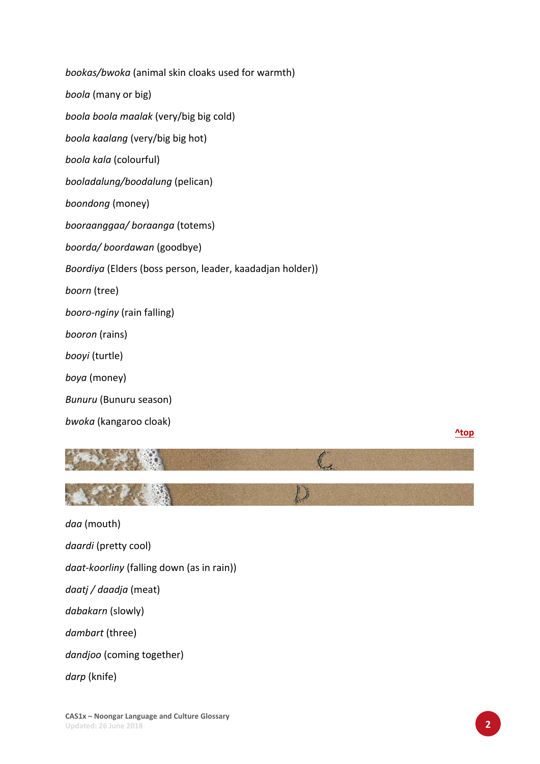*bookas/bwoka* (animal skin cloaks used for warmth)

*boola* (many or big)

*boola boola maalak* (very/big big cold)

*boola kaalang* (very/big big hot)

*boola kala* (colourful)

*booladalung/boodalung* (pelican)

*boondong* (money)

*booraanggaa/ boraanga* (totems)

*boorda/ boordawan* (goodbye)

*Boordiya* (Elders (boss person, leader, kaadadjan holder))

*boorn* (tree)

*booro-nginy* (rain falling)

*booron* (rains)

*booyi* (turtle)

*boya* (money)

*Bunuru* (Bunuru season)

*bwoka* (kangaroo cloak)

^top

## C

## D

*daa* (mouth)

*daardi* (pretty cool)

*daat-koorliny* (falling down (as in rain))

*daatj / daadja* (meat)

*dabakarn* (slowly)

*dambart* (three)

*dandjoo* (coming together)

*darp* (knife)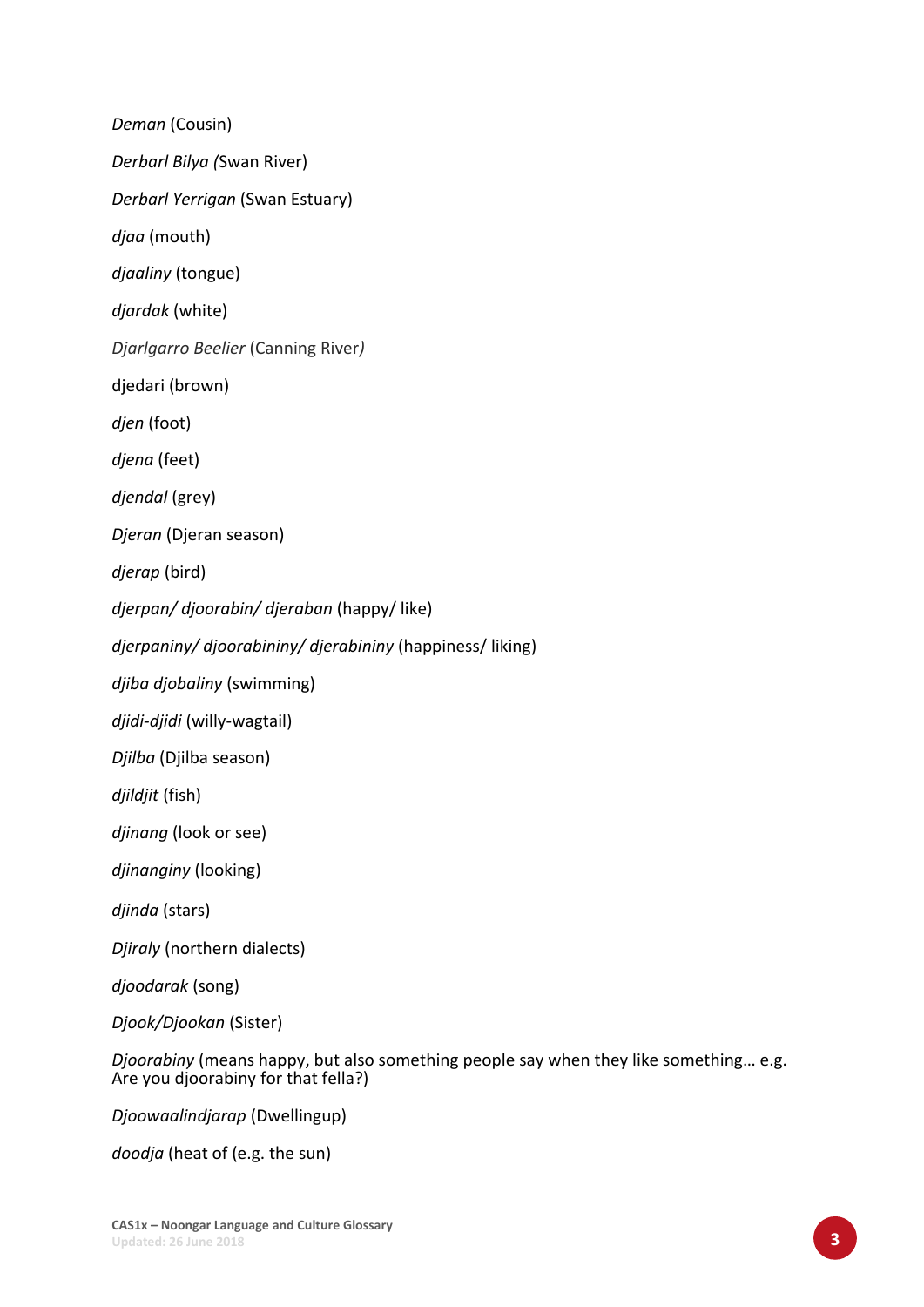*Deman* (Cousin)

*Derbarl Bilya (*Swan River)

*Derbarl Yerrigan* (Swan Estuary)

*djaa* (mouth)

*djaaliny* (tongue)

*djardak* (white)

*Djarlgarro Beelier* (Canning River*)*

djedari (brown)

*djen* (foot)

*djena* (feet)

*djendal* (grey)

*Djeran* (Djeran season)

*djerap* (bird)

*djerpan/ djoorabin/ djeraban* (happy/ like)

*djerpaniny/ djoorabininy/ djerabininy* (happiness/ liking)

*djiba djobaliny* (swimming)

*djidi-djidi* (willy-wagtail)

*Djilba* (Djilba season)

*djildjit* (fish)

*djinang* (look or see)

*djinanginy* (looking)

*djinda* (stars)

*Djiraly* (northern dialects)

*djoodarak* (song)

*Djook/Djookan* (Sister)

*Djoorabiny* (means happy, but also something people say when they like something… e.g. Are you djoorabiny for that fella?)

*Djoowaalindjarap* (Dwellingup)

*doodja* (heat of (e.g. the sun)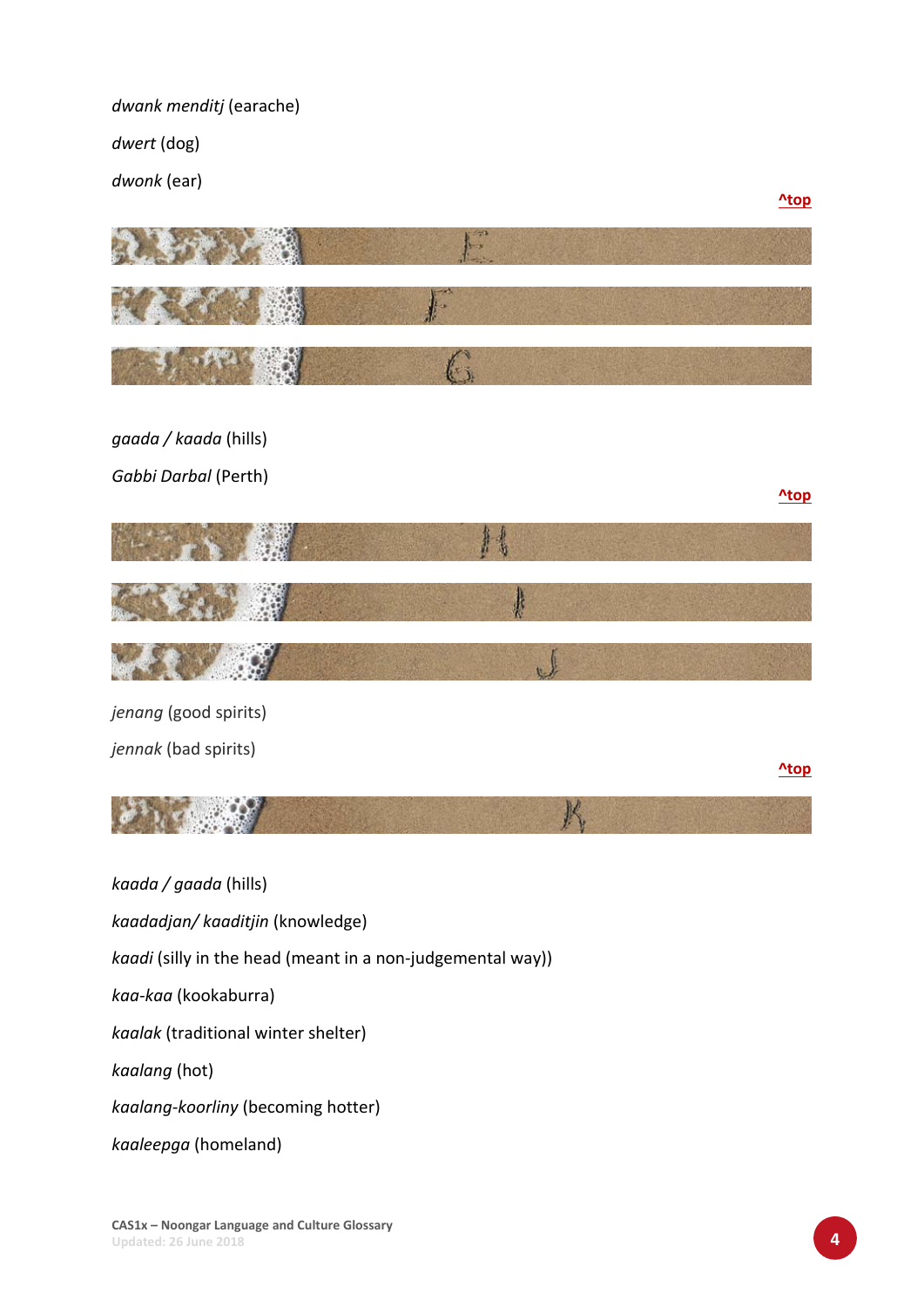*dwank menditj* (earache)

*dwert* (dog)

*dwonk* (ear)

^top

## E

## F

## G

*gaada / kaada* (hills)

*Gabbi Darbal* (Perth)

^top

## H

## I

## J

*jenang* (good spirits)

*jennak* (bad spirits)

^top

## K

*kaada / gaada* (hills)

*kaadadjan/ kaaditjin* (knowledge)

*kaadi* (silly in the head (meant in a non-judgemental way))

*kaa-kaa* (kookaburra)

*kaalak* (traditional winter shelter)

*kaalang* (hot)

*kaalang-koorliny* (becoming hotter)

*kaaleepga* (homeland)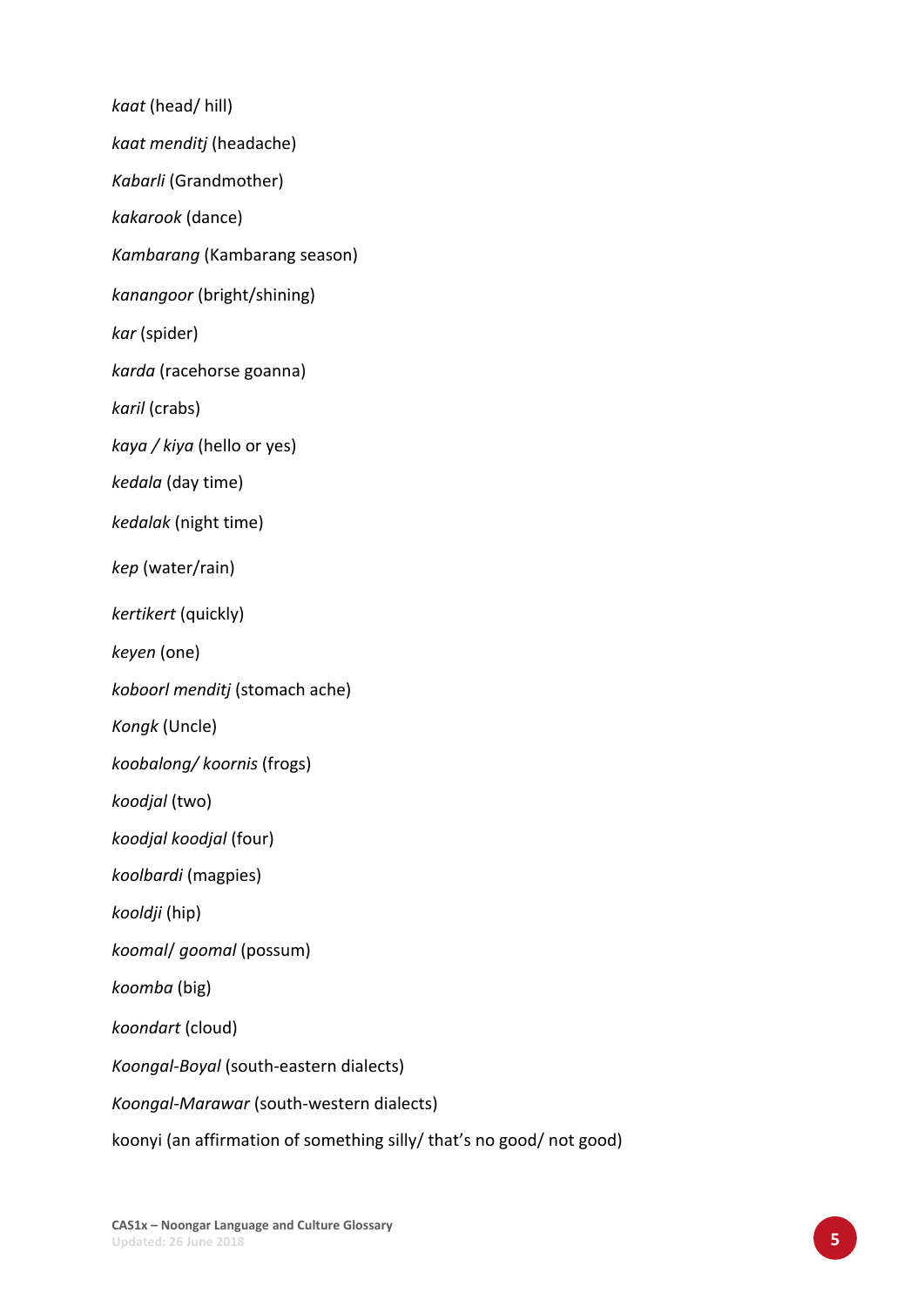*kaat* (head/ hill)

*kaat menditj* (headache)

*Kabarli* (Grandmother)

*kakarook* (dance)

*Kambarang* (Kambarang season)

*kanangoor* (bright/shining)

*kar* (spider)

*karda* (racehorse goanna)

*karil* (crabs)

*kaya / kiya* (hello or yes)

*kedala* (day time)

*kedalak* (night time)

*kep* (water/rain)

*kertikert* (quickly)

*keyen* (one)

*koboorl menditj* (stomach ache)

*Kongk* (Uncle)

*koobalong/ koornis* (frogs)

*koodjal* (two)

*koodjal koodjal* (four)

*koolbardi* (magpies)

*kooldji* (hip)

*koomal/ goomal* (possum)

*koomba* (big)

*koondart* (cloud)

*Koongal-Boyal* (south-eastern dialects)

*Koongal-Marawar* (south-western dialects)

koonyi (an affirmation of something silly/ that's no good/ not good)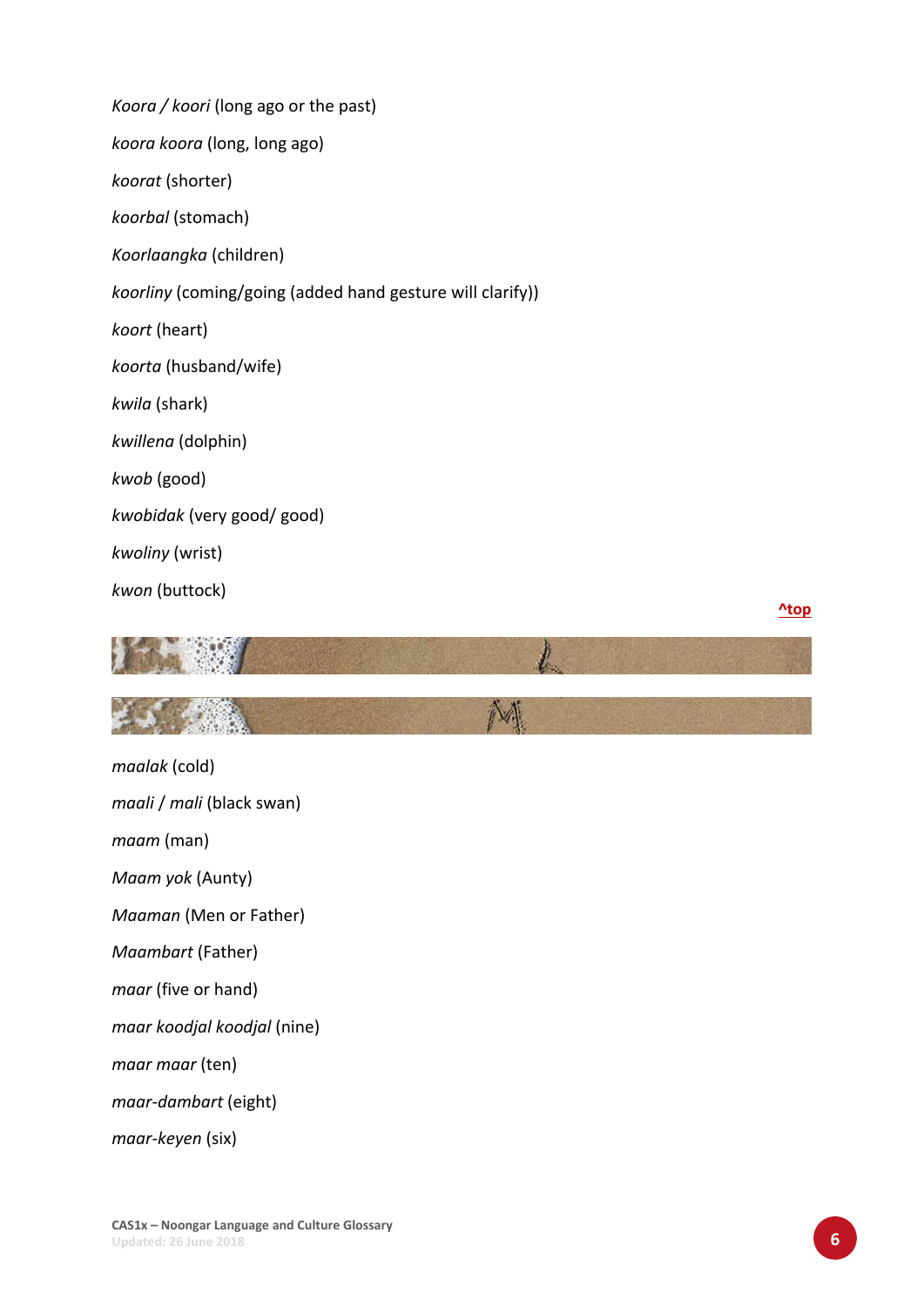*Koora / koori* (long ago or the past)

*koora koora* (long, long ago)

*koorat* (shorter)

*koorbal* (stomach)

*Koorlaangka* (children)

*koorliny* (coming/going (added hand gesture will clarify))

*koort* (heart)

*koorta* (husband/wife)

*kwila* (shark)

*kwillena* (dolphin)

*kwob* (good)

*kwobidak* (very good/ good)

*kwoliny* (wrist)

*kwon* (buttock)

^top

L

M

*maalak* (cold)

*maali / mali* (black swan)

*maam* (man)

*Maam yok* (Aunty)

*Maaman* (Men or Father)

*Maambart* (Father)

*maar* (five or hand)

*maar koodjal koodjal* (nine)

*maar maar* (ten)

*maar-dambart* (eight)

*maar-keyen* (six)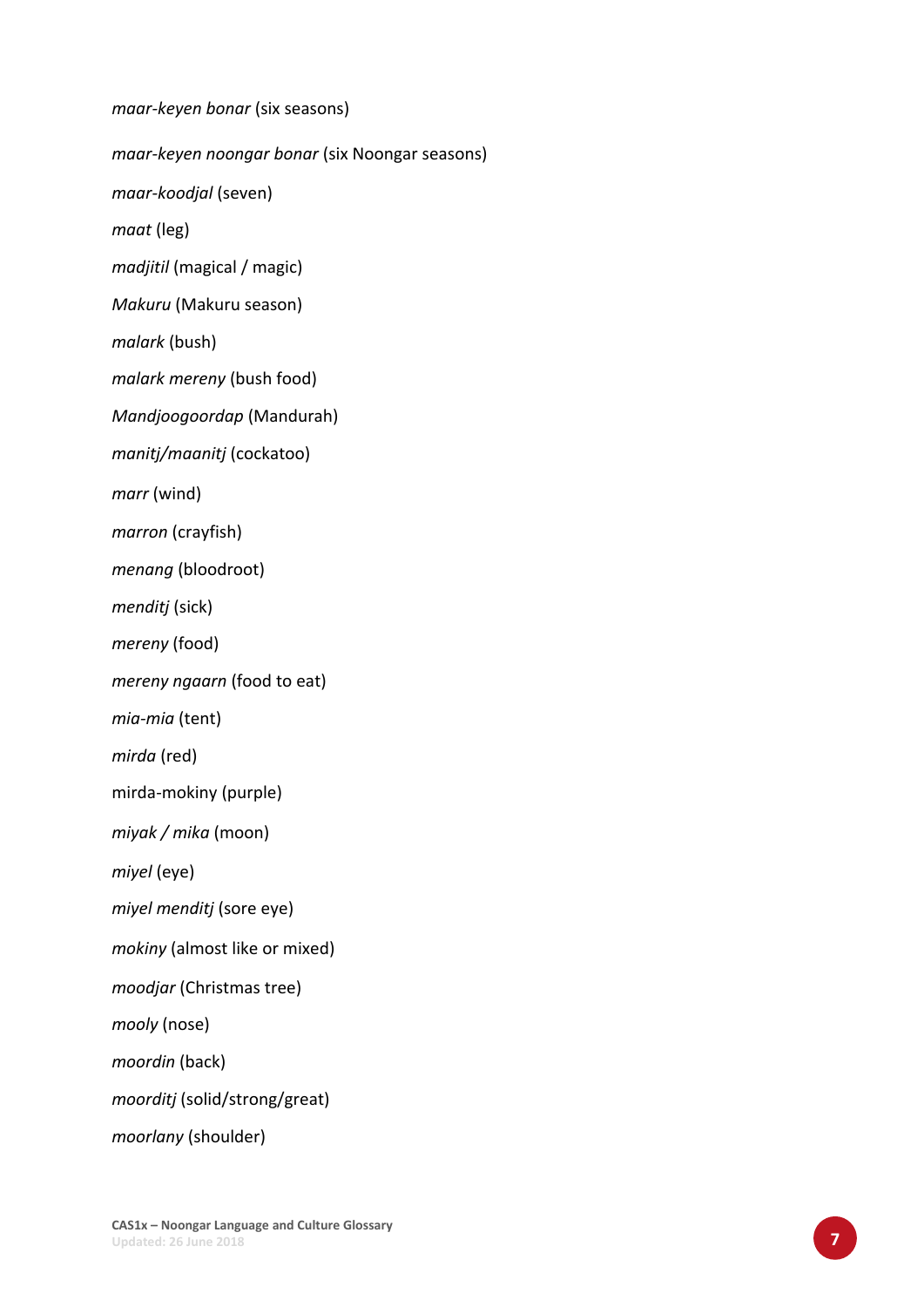*maar-keyen bonar* (six seasons)

*maar-keyen noongar bonar* (six Noongar seasons)

*maar-koodjal* (seven)

*maat* (leg)

*madjitil* (magical / magic)

*Makuru* (Makuru season)

*malark* (bush)

*malark mereny* (bush food)

*Mandjoogoordap* (Mandurah)

*manitj/maanitj* (cockatoo)

*marr* (wind)

*marron* (crayfish)

*menang* (bloodroot)

*menditj* (sick)

*mereny* (food)

*mereny ngaarn* (food to eat)

*mia-mia* (tent)

*mirda* (red)

mirda-mokiny (purple)

*miyak / mika* (moon)

*miyel* (eye)

*miyel menditj* (sore eye)

*mokiny* (almost like or mixed)

*moodjar* (Christmas tree)

*mooly* (nose)

*moordin* (back)

*moorditj* (solid/strong/great)

*moorlany* (shoulder)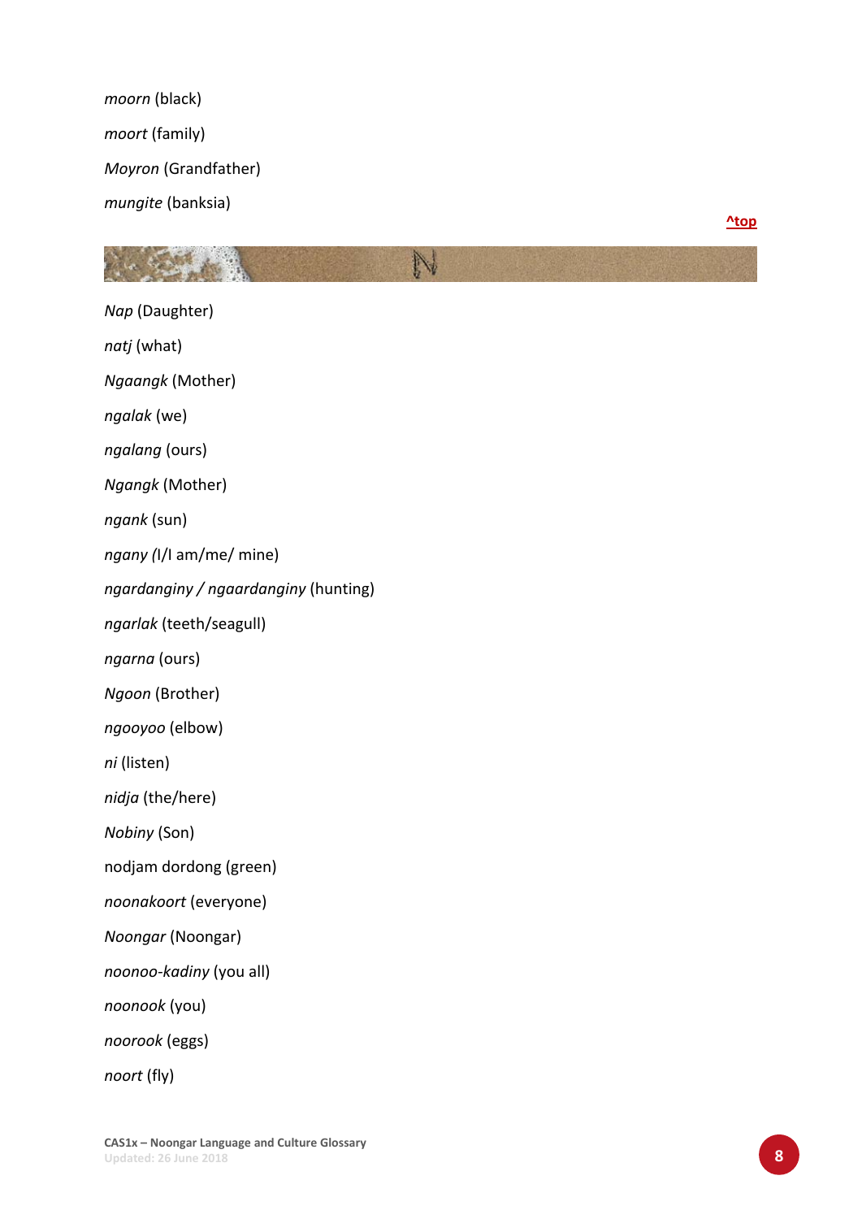*moorn* (black)

*moort* (family)

*Moyron* (Grandfather)

*mungite* (banksia)

^top

## N

*Nap* (Daughter)

*natj* (what)

*Ngaangk* (Mother)

*ngalak* (we)

*ngalang* (ours)

*Ngangk* (Mother)

*ngank* (sun)

*ngany (*I/I am/me/ mine)

*ngardanginy / ngaardanginy* (hunting)

*ngarlak* (teeth/seagull)

*ngarna* (ours)

*Ngoon* (Brother)

*ngooyoo* (elbow)

*ni* (listen)

*nidja* (the/here)

*Nobiny* (Son)

nodjam dordong (green)

*noonakoort* (everyone)

*Noongar* (Noongar)

*noonoo-kadiny* (you all)

*noonook* (you)

*noorook* (eggs)

*noort* (fly)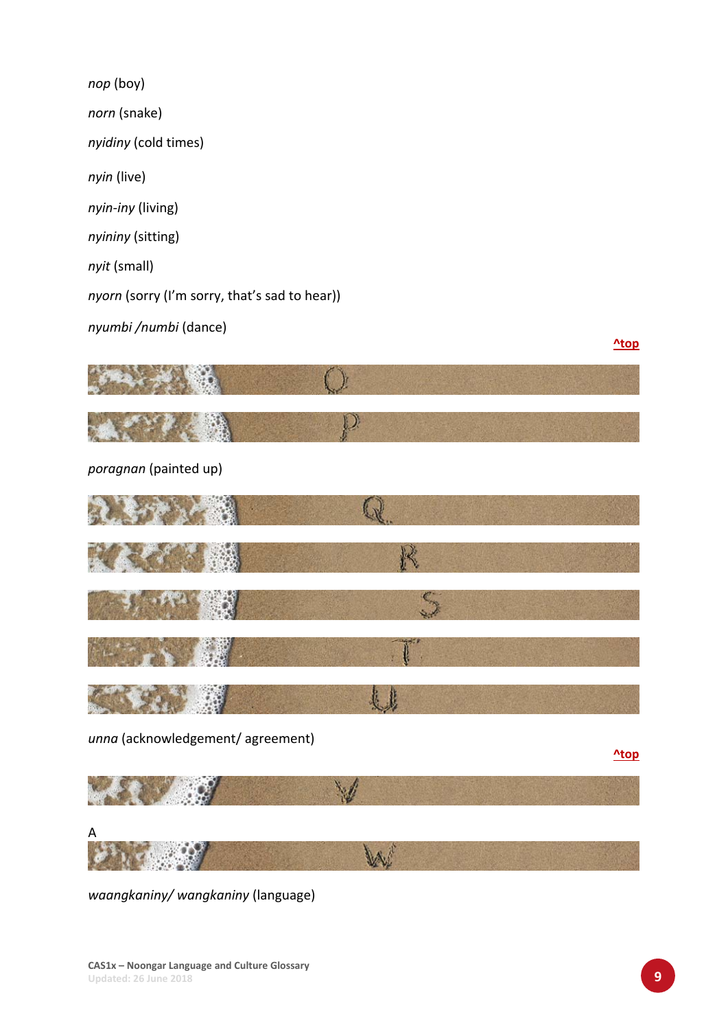*nop* (boy)

*norn* (snake)

*nyidiny* (cold times)

*nyin* (live)

*nyin-iny* (living)

*nyininy* (sitting)

*nyit* (small)

*nyorn* (sorry (I'm sorry, that's sad to hear))

*nyumbi /numbi* (dance)

^top

## O

## P

*poragnan* (painted up)

## Q

## R

## S

## T

## U

*unna* (acknowledgement/ agreement)

^top

## V

A

## W

*waangkaniny/ wangkaniny* (language)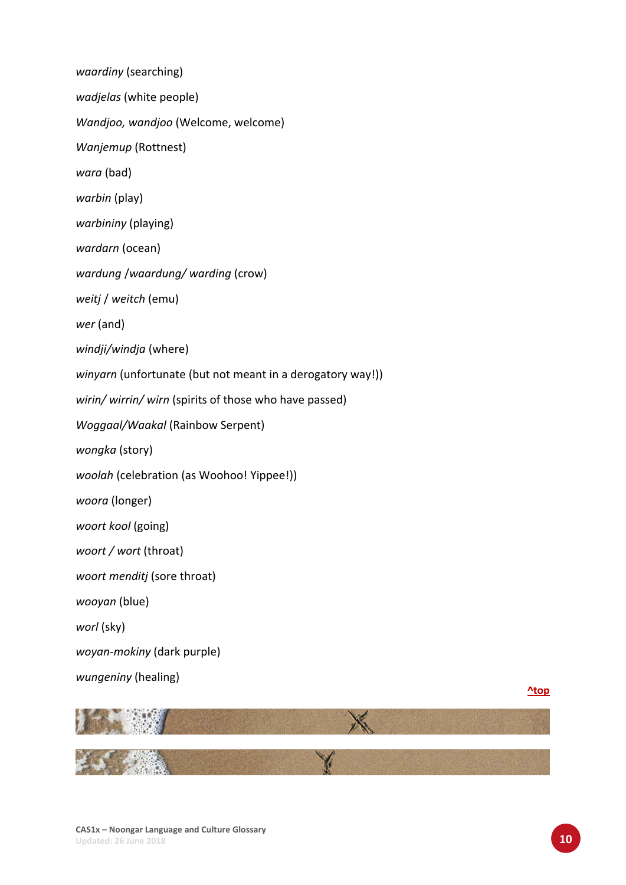*waardiny* (searching)

*wadjelas* (white people)

*Wandjoo, wandjoo* (Welcome, welcome)

*Wanjemup* (Rottnest)

*wara* (bad)

*warbin* (play)

*warbininy* (playing)

*wardarn* (ocean)

*wardung /waardung/ warding* (crow)

*weitj / weitch* (emu)

*wer* (and)

*windji/windja* (where)

*winyarn* (unfortunate (but not meant in a derogatory way!))

*wirin/ wirrin/ wirn* (spirits of those who have passed)

*Woggaal/Waakal* (Rainbow Serpent)

*wongka* (story)

*woolah* (celebration (as Woohoo! Yippee!))

*woora* (longer)

*woort kool* (going)

*woort / wort* (throat)

*woort menditj* (sore throat)

*wooyan* (blue)

*worl* (sky)

*woyan-mokiny* (dark purple)

*wungeniny* (healing)

^top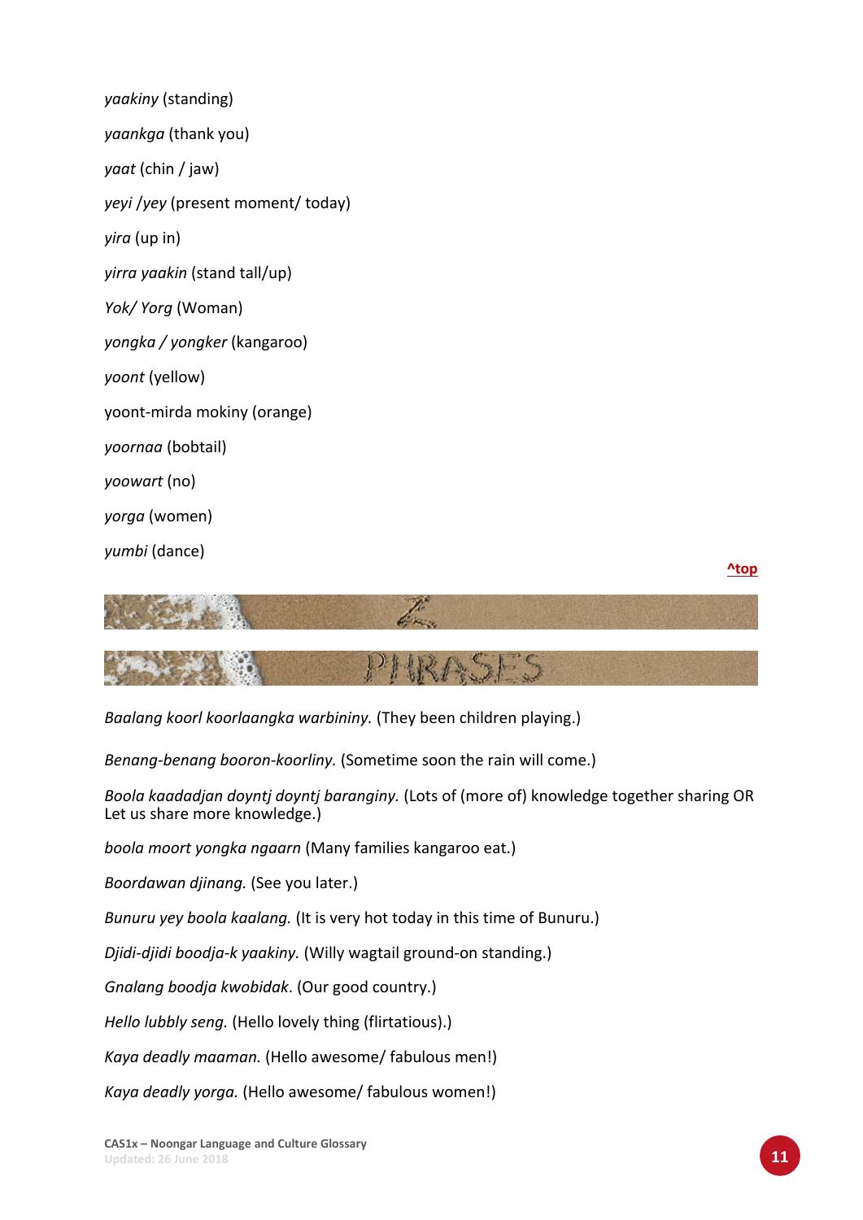*yaakiny* (standing)

*yaankga* (thank you)

*yaat* (chin / jaw)

*yeyi* /*yey* (present moment/ today)

*yira* (up in)

*yirra yaakin* (stand tall/up)

*Yok/ Yorg* (Woman)

*yongka / yongker* (kangaroo)

*yoont* (yellow)

yoont-mirda mokiny (orange)

*yoornaa* (bobtail)

*yoowart* (no)

*yorga* (women)

*yumbi* (dance)

^top

## Z

## PHRASES

*Baalang koorl koorlaangka warbininy.* (They been children playing.)

*Benang-benang booron-koorliny.* (Sometime soon the rain will come.)

*Boola kaadadjan doyntj doyntj baranginy.* (Lots of (more of) knowledge together sharing OR Let us share more knowledge.)

*boola moort yongka ngaarn* (Many families kangaroo eat.)

*Boordawan djinang.* (See you later.)

*Bunuru yey boola kaalang.* (It is very hot today in this time of Bunuru.)

*Djidi-djidi boodja-k yaakiny.* (Willy wagtail ground-on standing.)

*Gnalang boodja kwobidak*. (Our good country.)

*Hello lubbly seng.* (Hello lovely thing (flirtatious).)

*Kaya deadly maaman.* (Hello awesome/ fabulous men!)

*Kaya deadly yorga.* (Hello awesome/ fabulous women!)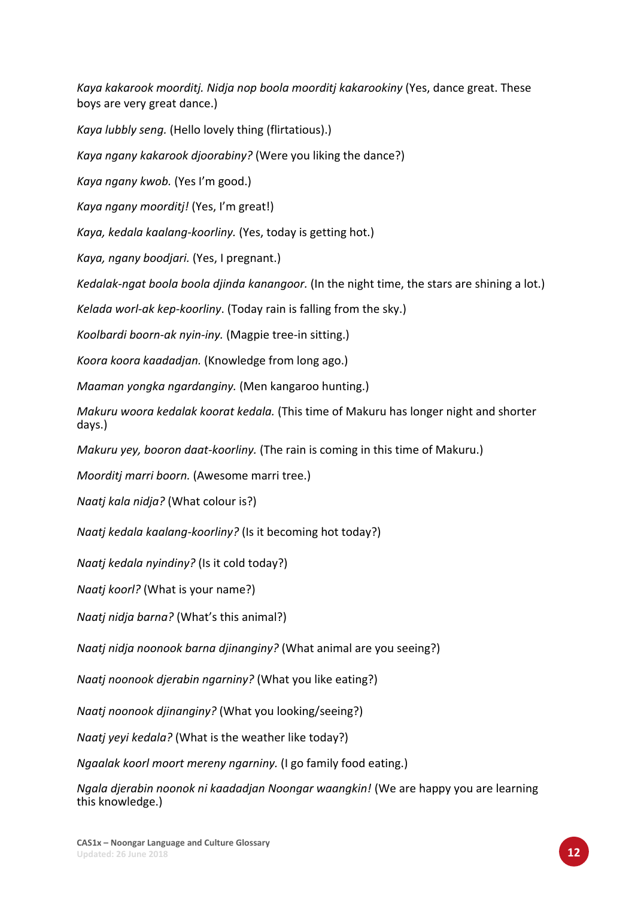*Kaya kakarook moorditj. Nidja nop boola moorditj kakarookiny* (Yes, dance great. These boys are very great dance.)

*Kaya lubbly seng.* (Hello lovely thing (flirtatious).)

*Kaya ngany kakarook djoorabiny?* (Were you liking the dance?)

*Kaya ngany kwob.* (Yes I'm good.)

*Kaya ngany moorditj!* (Yes, I'm great!)

*Kaya, kedala kaalang-koorliny.* (Yes, today is getting hot.)

*Kaya, ngany boodjari.* (Yes, I pregnant.)

*Kedalak-ngat boola boola djinda kanangoor.* (In the night time, the stars are shining a lot.)

*Kelada worl-ak kep-koorliny*. (Today rain is falling from the sky.)

*Koolbardi boorn-ak nyin-iny.* (Magpie tree-in sitting.)

*Koora koora kaadadjan.* (Knowledge from long ago.)

*Maaman yongka ngardanginy.* (Men kangaroo hunting.)

*Makuru woora kedalak koorat kedala.* (This time of Makuru has longer night and shorter days.)

*Makuru yey, booron daat-koorliny.* (The rain is coming in this time of Makuru.)

*Moorditj marri boorn.* (Awesome marri tree.)

*Naatj kala nidja?* (What colour is?)

*Naatj kedala kaalang-koorliny?* (Is it becoming hot today?)

*Naatj kedala nyindiny?* (Is it cold today?)

*Naatj koorl?* (What is your name?)

*Naatj nidja barna?* (What's this animal?)

*Naatj nidja noonook barna djinanginy?* (What animal are you seeing?)

*Naatj noonook djerabin ngarniny?* (What you like eating?)

*Naatj noonook djinanginy?* (What you looking/seeing?)

*Naatj yeyi kedala?* (What is the weather like today?)

*Ngaalak koorl moort mereny ngarniny.* (I go family food eating.)

*Ngala djerabin noonok ni kaadadjan Noongar waangkin!* (We are happy you are learning this knowledge.)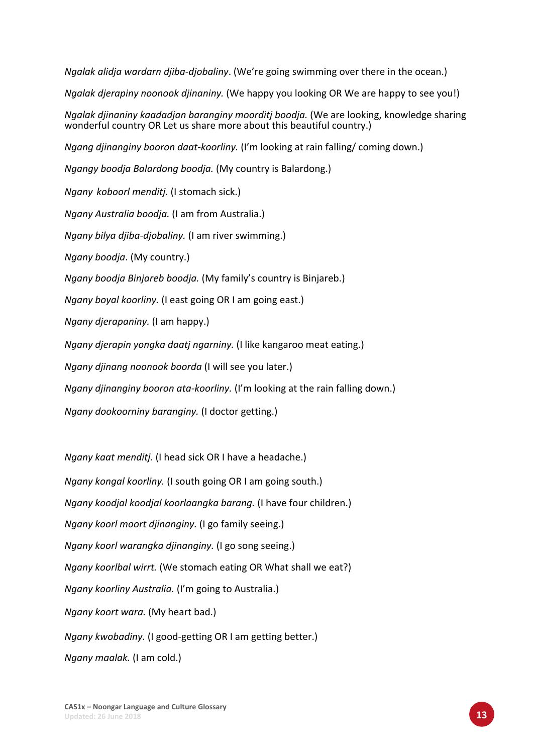*Ngalak alidja wardarn djiba-djobaliny*. (We're going swimming over there in the ocean.)

*Ngalak djerapiny noonook djinaniny.* (We happy you looking OR We are happy to see you!)

*Ngalak djinaniny kaadadjan baranginy moorditj boodja.* (We are looking, knowledge sharing wonderful country OR Let us share more about this beautiful country.)

*Ngang djinanginy booron daat-koorliny.* (I'm looking at rain falling/ coming down.)

*Ngangy boodja Balardong boodja.* (My country is Balardong.)

*Ngany koboorl menditj.* (I stomach sick.)

*Ngany Australia boodja.* (I am from Australia.)

*Ngany bilya djiba-djobaliny.* (I am river swimming.)

*Ngany boodja*. (My country.)

*Ngany boodja Binjareb boodja.* (My family's country is Binjareb.)

*Ngany boyal koorliny.* (I east going OR I am going east.)

*Ngany djerapaniny.* (I am happy.)

*Ngany djerapin yongka daatj ngarniny.* (I like kangaroo meat eating.)

*Ngany djinang noonook boorda* (I will see you later.)

*Ngany djinanginy booron ata-koorliny.* (I'm looking at the rain falling down.)

*Ngany dookoorniny baranginy.* (I doctor getting.)

*Ngany kaat menditj.* (I head sick OR I have a headache.)

*Ngany kongal koorliny.* (I south going OR I am going south.)

*Ngany koodjal koodjal koorlaangka barang.* (I have four children.)

*Ngany koorl moort djinanginy.* (I go family seeing.)

*Ngany koorl warangka djinanginy.* (I go song seeing.)

*Ngany koorlbal wirrt.* (We stomach eating OR What shall we eat?)

*Ngany koorliny Australia.* (I'm going to Australia.)

*Ngany koort wara.* (My heart bad.)

*Ngany kwobadiny.* (I good-getting OR I am getting better.)

*Ngany maalak.* (I am cold.)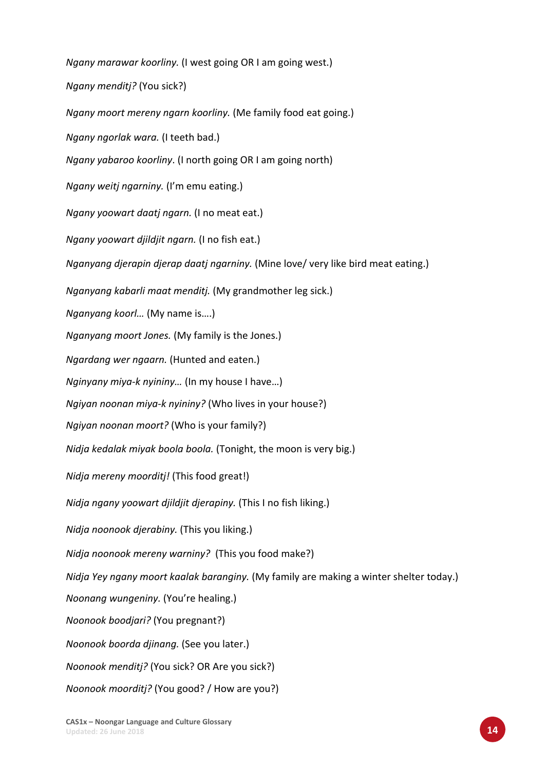*Ngany marawar koorliny.* (I west going OR I am going west.)

*Ngany menditj?* (You sick?)

*Ngany moort mereny ngarn koorliny.* (Me family food eat going.)

*Ngany ngorlak wara.* (I teeth bad.)

*Ngany yabaroo koorliny*. (I north going OR I am going north)

*Ngany weitj ngarniny.* (I'm emu eating.)

*Ngany yoowart daatj ngarn.* (I no meat eat.)

*Ngany yoowart djildjit ngarn.* (I no fish eat.)

*Nganyang djerapin djerap daatj ngarniny.* (Mine love/ very like bird meat eating.)

*Nganyang kabarli maat menditj.* (My grandmother leg sick.)

*Nganyang koorl…* (My name is….)

*Nganyang moort Jones.* (My family is the Jones.)

*Ngardang wer ngaarn.* (Hunted and eaten.)

*Nginyany miya-k nyininy…* (In my house I have…)

*Ngiyan noonan miya-k nyininy?* (Who lives in your house?)

*Ngiyan noonan moort?* (Who is your family?)

*Nidja kedalak miyak boola boola.* (Tonight, the moon is very big.)

*Nidja mereny moorditj!* (This food great!)

*Nidja ngany yoowart djildjit djerapiny.* (This I no fish liking.)

*Nidja noonook djerabiny.* (This you liking.)

*Nidja noonook mereny warniny?* (This you food make?)

*Nidja Yey ngany moort kaalak baranginy.* (My family are making a winter shelter today.)

*Noonang wungeniny.* (You're healing.)

*Noonook boodjari?* (You pregnant?)

*Noonook boorda djinang.* (See you later.)

*Noonook menditj?* (You sick? OR Are you sick?)

*Noonook moorditj?* (You good? / How are you?)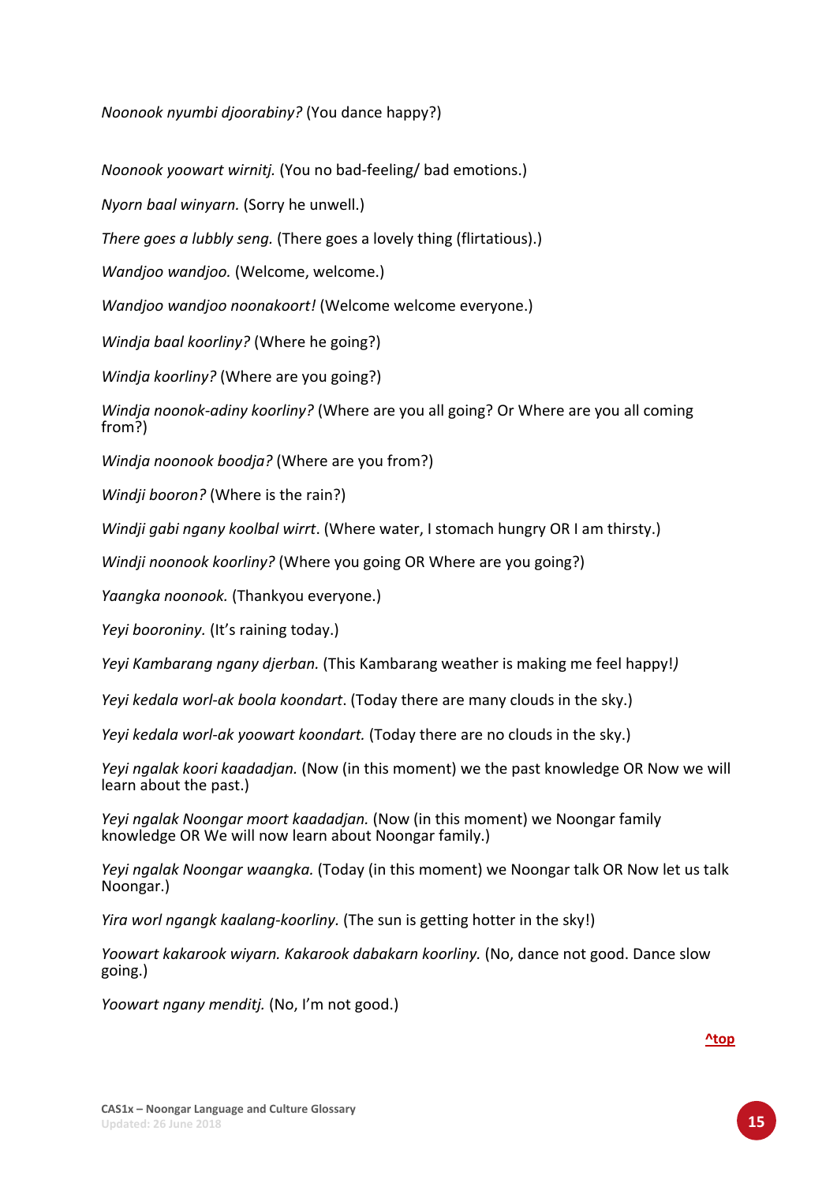*Noonook nyumbi djoorabiny?* (You dance happy?)

*Noonook yoowart wirnitj.* (You no bad-feeling/ bad emotions.)

*Nyorn baal winyarn.* (Sorry he unwell.)

*There goes a lubbly seng.* (There goes a lovely thing (flirtatious).)

*Wandjoo wandjoo.* (Welcome, welcome.)

*Wandjoo wandjoo noonakoort!* (Welcome welcome everyone.)

*Windja baal koorliny?* (Where he going?)

*Windja koorliny?* (Where are you going?)

*Windja noonok-adiny koorliny?* (Where are you all going? Or Where are you all coming from?)

*Windja noonook boodja?* (Where are you from?)

*Windji booron?* (Where is the rain?)

*Windji gabi ngany koolbal wirrt*. (Where water, I stomach hungry OR I am thirsty.)

*Windji noonook koorliny?* (Where you going OR Where are you going?)

*Yaangka noonook.* (Thankyou everyone.)

*Yeyi booroniny.* (It's raining today.)

*Yeyi Kambarang ngany djerban.* (This Kambarang weather is making me feel happy!*)*

*Yeyi kedala worl-ak boola koondart*. (Today there are many clouds in the sky.)

*Yeyi kedala worl-ak yoowart koondart.* (Today there are no clouds in the sky.)

*Yeyi ngalak koori kaadadjan.* (Now (in this moment) we the past knowledge OR Now we will learn about the past.)

*Yeyi ngalak Noongar moort kaadadjan.* (Now (in this moment) we Noongar family knowledge OR We will now learn about Noongar family.)

*Yeyi ngalak Noongar waangka.* (Today (in this moment) we Noongar talk OR Now let us talk Noongar.)

*Yira worl ngangk kaalang-koorliny.* (The sun is getting hotter in the sky!)

*Yoowart kakarook wiyarn. Kakarook dabakarn koorliny.* (No, dance not good. Dance slow going.)

*Yoowart ngany menditj.* (No, I'm not good.)

^top